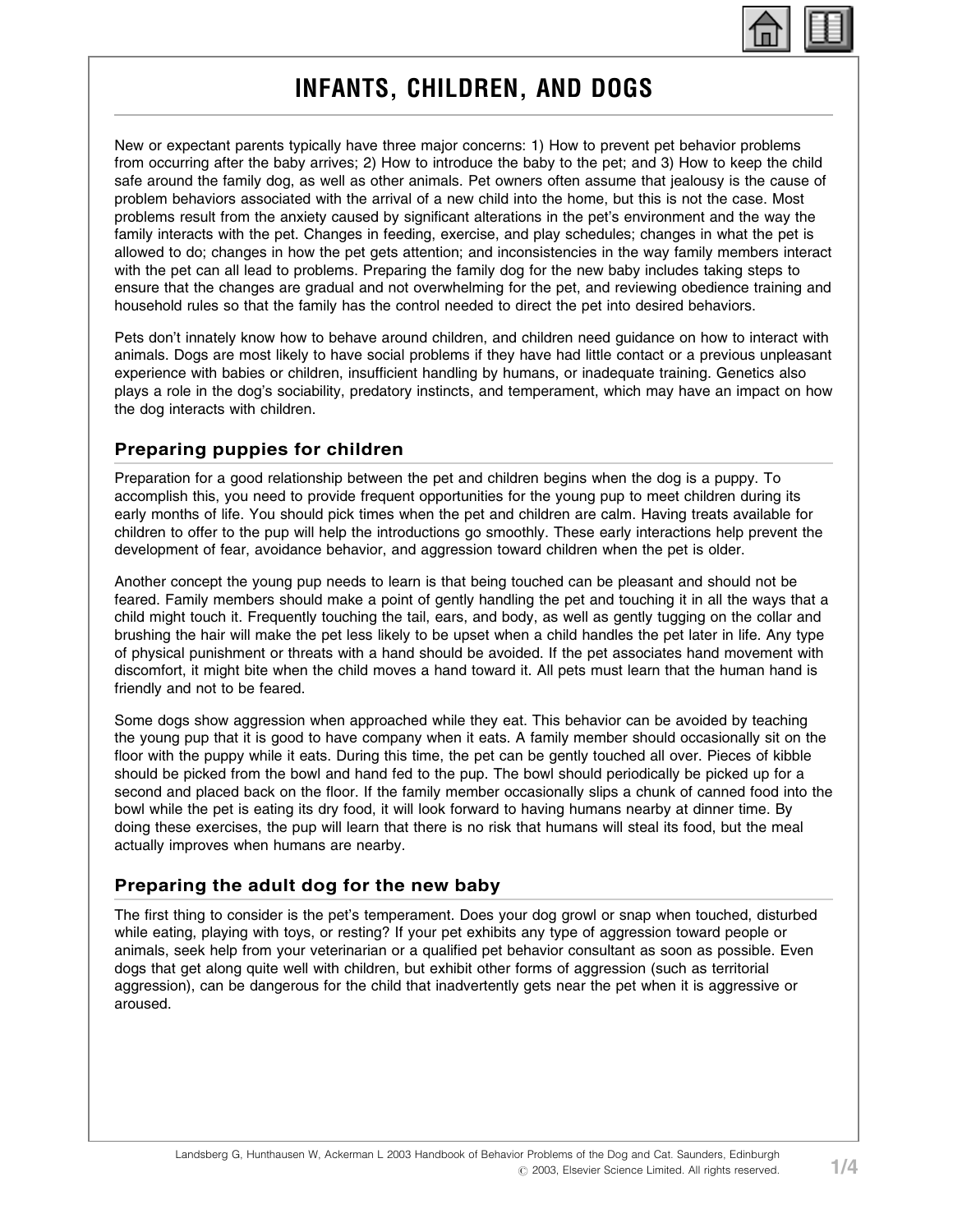# INFANTS, CHILDREN, AND DOGS

New or expectant parents typically have three major concerns: 1) How to prevent pet behavior problems from occurring after the baby arrives; 2) How to introduce the baby to the pet; and 3) How to keep the child safe around the family dog, as well as other animals. Pet owners often assume that jealousy is the cause of problem behaviors associated with the arrival of a new child into the home, but this is not the case. Most problems result from the anxiety caused by significant alterations in the pet's environment and the way the family interacts with the pet. Changes in feeding, exercise, and play schedules; changes in what the pet is allowed to do; changes in how the pet gets attention; and inconsistencies in the way family members interact with the pet can all lead to problems. Preparing the family dog for the new baby includes taking steps to ensure that the changes are gradual and not overwhelming for the pet, and reviewing obedience training and household rules so that the family has the control needed to direct the pet into desired behaviors.

Pets don't innately know how to behave around children, and children need guidance on how to interact with animals. Dogs are most likely to have social problems if they have had little contact or a previous unpleasant experience with babies or children, insufficient handling by humans, or inadequate training. Genetics also plays a role in the dog's sociability, predatory instincts, and temperament, which may have an impact on how the dog interacts with children.

## Preparing puppies for children

Preparation for a good relationship between the pet and children begins when the dog is a puppy. To accomplish this, you need to provide frequent opportunities for the young pup to meet children during its early months of life. You should pick times when the pet and children are calm. Having treats available for children to offer to the pup will help the introductions go smoothly. These early interactions help prevent the development of fear, avoidance behavior, and aggression toward children when the pet is older.

Another concept the young pup needs to learn is that being touched can be pleasant and should not be feared. Family members should make a point of gently handling the pet and touching it in all the ways that a child might touch it. Frequently touching the tail, ears, and body, as well as gently tugging on the collar and brushing the hair will make the pet less likely to be upset when a child handles the pet later in life. Any type of physical punishment or threats with a hand should be avoided. If the pet associates hand movement with discomfort, it might bite when the child moves a hand toward it. All pets must learn that the human hand is friendly and not to be feared.

Some dogs show aggression when approached while they eat. This behavior can be avoided by teaching the young pup that it is good to have company when it eats. A family member should occasionally sit on the floor with the puppy while it eats. During this time, the pet can be gently touched all over. Pieces of kibble should be picked from the bowl and hand fed to the pup. The bowl should periodically be picked up for a second and placed back on the floor. If the family member occasionally slips a chunk of canned food into the bowl while the pet is eating its dry food, it will look forward to having humans nearby at dinner time. By doing these exercises, the pup will learn that there is no risk that humans will steal its food, but the meal actually improves when humans are nearby.

## Preparing the adult dog for the new baby

The first thing to consider is the pet's temperament. Does your dog growl or snap when touched, disturbed while eating, playing with toys, or resting? If your pet exhibits any type of aggression toward people or animals, seek help from your veterinarian or a qualified pet behavior consultant as soon as possible. Even dogs that get along quite well with children, but exhibit other forms of aggression (such as territorial aggression), can be dangerous for the child that inadvertently gets near the pet when it is aggressive or aroused.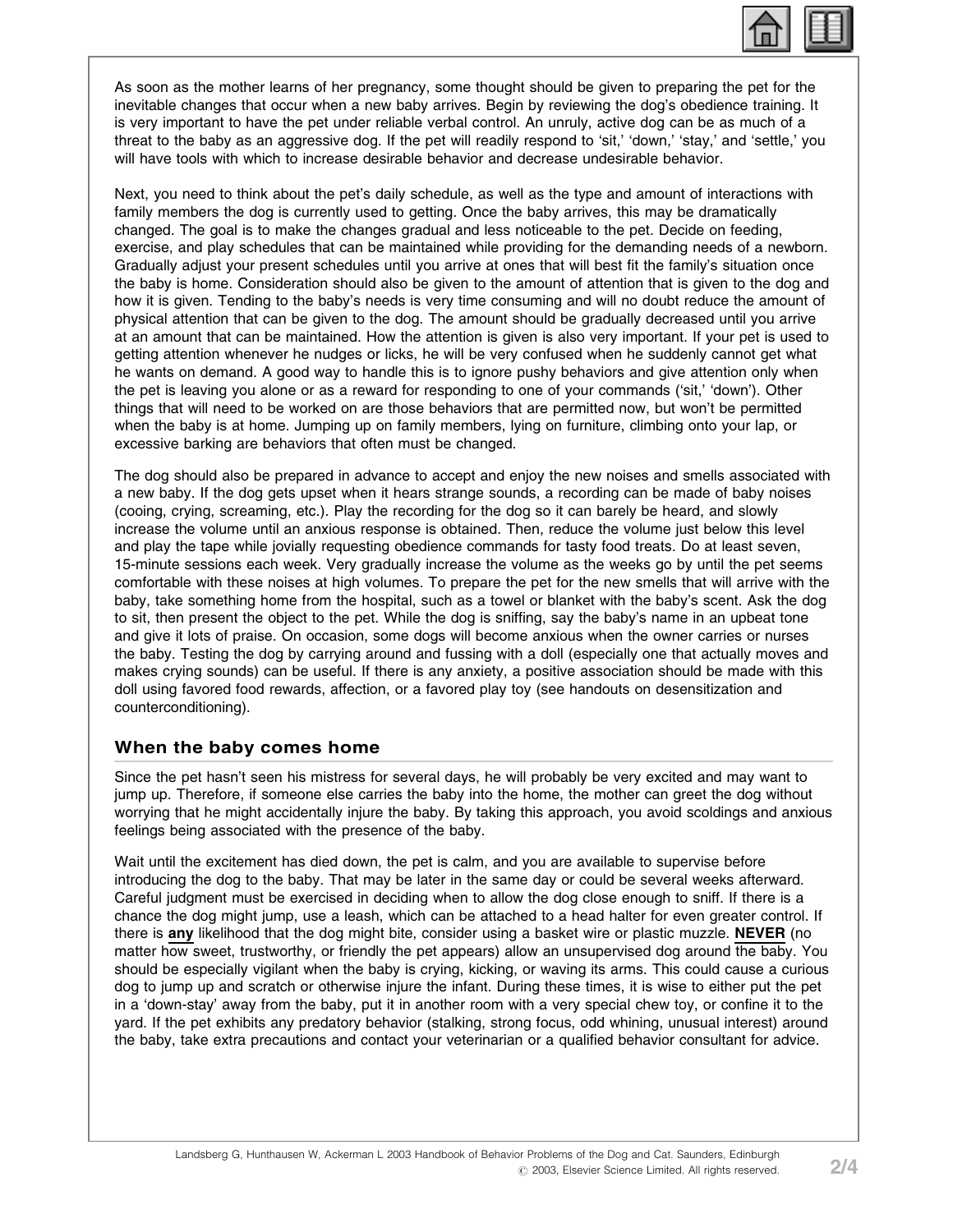As soon as the mother learns of her pregnancy, some thought should be given to preparing the pet for the inevitable changes that occur when a new baby arrives. Begin by reviewing the dog's obedience training. It is very important to have the pet under reliable verbal control. An unruly, active dog can be as much of a threat to the baby as an aggressive dog. If the pet will readily respond to 'sit,' 'down,' 'stay,' and 'settle,' you will have tools with which to increase desirable behavior and decrease undesirable behavior.

Next, you need to think about the pet's daily schedule, as well as the type and amount of interactions with family members the dog is currently used to getting. Once the baby arrives, this may be dramatically changed. The goal is to make the changes gradual and less noticeable to the pet. Decide on feeding, exercise, and play schedules that can be maintained while providing for the demanding needs of a newborn. Gradually adjust your present schedules until you arrive at ones that will best fit the family's situation once the baby is home. Consideration should also be given to the amount of attention that is given to the dog and how it is given. Tending to the baby's needs is very time consuming and will no doubt reduce the amount of physical attention that can be given to the dog. The amount should be gradually decreased until you arrive at an amount that can be maintained. How the attention is given is also very important. If your pet is used to getting attention whenever he nudges or licks, he will be very confused when he suddenly cannot get what he wants on demand. A good way to handle this is to ignore pushy behaviors and give attention only when the pet is leaving you alone or as a reward for responding to one of your commands ('sit,' 'down'). Other things that will need to be worked on are those behaviors that are permitted now, but won't be permitted when the baby is at home. Jumping up on family members, lying on furniture, climbing onto your lap, or excessive barking are behaviors that often must be changed.

The dog should also be prepared in advance to accept and enjoy the new noises and smells associated with a new baby. If the dog gets upset when it hears strange sounds, a recording can be made of baby noises (cooing, crying, screaming, etc.). Play the recording for the dog so it can barely be heard, and slowly increase the volume until an anxious response is obtained. Then, reduce the volume just below this level and play the tape while jovially requesting obedience commands for tasty food treats. Do at least seven, 15-minute sessions each week. Very gradually increase the volume as the weeks go by until the pet seems comfortable with these noises at high volumes. To prepare the pet for the new smells that will arrive with the baby, take something home from the hospital, such as a towel or blanket with the baby's scent. Ask the dog to sit, then present the object to the pet. While the dog is sniffing, say the baby's name in an upbeat tone and give it lots of praise. On occasion, some dogs will become anxious when the owner carries or nurses the baby. Testing the dog by carrying around and fussing with a doll (especially one that actually moves and makes crying sounds) can be useful. If there is any anxiety, a positive association should be made with this doll using favored food rewards, affection, or a favored play toy (see handouts on desensitization and counterconditioning).

## When the baby comes home

Since the pet hasn't seen his mistress for several days, he will probably be very excited and may want to jump up. Therefore, if someone else carries the baby into the home, the mother can greet the dog without worrying that he might accidentally injure the baby. By taking this approach, you avoid scoldings and anxious feelings being associated with the presence of the baby.

Wait until the excitement has died down, the pet is calm, and you are available to supervise before introducing the dog to the baby. That may be later in the same day or could be several weeks afterward. Careful judgment must be exercised in deciding when to allow the dog close enough to sniff. If there is a chance the dog might jump, use a leash, which can be attached to a head halter for even greater control. If there is **any** likelihood that the dog might bite, consider using a basket wire or plastic muzzle. **NEVER** (no matter how sweet, trustworthy, or friendly the pet appears) allow an unsupervised dog around the baby. You should be especially vigilant when the baby is crying, kicking, or waving its arms. This could cause a curious dog to jump up and scratch or otherwise injure the infant. During these times, it is wise to either put the pet in a 'down-stay' away from the baby, put it in another room with a very special chew toy, or confine it to the yard. If the pet exhibits any predatory behavior (stalking, strong focus, odd whining, unusual interest) around the baby, take extra precautions and contact your veterinarian or a qualified behavior consultant for advice.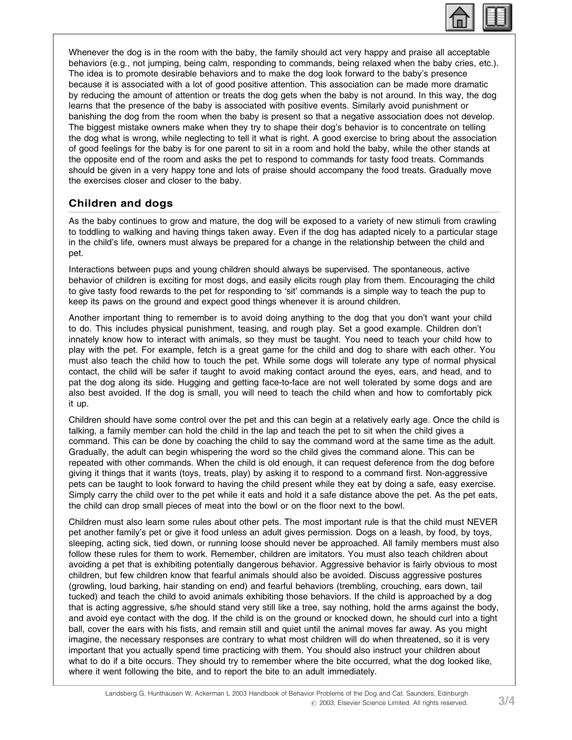Whenever the dog is in the room with the baby, the family should act very happy and praise all acceptable behaviors (e.g., not jumping, being calm, responding to commands, being relaxed when the baby cries, etc.). The idea is to promote desirable behaviors and to make the dog look forward to the baby's presence because it is associated with a lot of good positive attention. This association can be made more dramatic by reducing the amount of attention or treats the dog gets when the baby is not around. In this way, the dog learns that the presence of the baby is associated with positive events. Similarly avoid punishment or banishing the dog from the room when the baby is present so that a negative association does not develop. The biggest mistake owners make when they try to shape their dog's behavior is to concentrate on telling the dog what is wrong, while neglecting to tell it what is right. A good exercise to bring about the association of good feelings for the baby is for one parent to sit in a room and hold the baby, while the other stands at the opposite end of the room and asks the pet to respond to commands for tasty food treats. Commands should be given in a very happy tone and lots of praise should accompany the food treats. Gradually move the exercises closer and closer to the baby.

## Children and dogs

As the baby continues to grow and mature, the dog will be exposed to a variety of new stimuli from crawling to toddling to walking and having things taken away. Even if the dog has adapted nicely to a particular stage in the child's life, owners must always be prepared for a change in the relationship between the child and pet.

Interactions between pups and young children should always be supervised. The spontaneous, active behavior of children is exciting for most dogs, and easily elicits rough play from them. Encouraging the child to give tasty food rewards to the pet for responding to 'sit' commands is a simple way to teach the pup to keep its paws on the ground and expect good things whenever it is around children.

Another important thing to remember is to avoid doing anything to the dog that you don't want your child to do. This includes physical punishment, teasing, and rough play. Set a good example. Children don't innately know how to interact with animals, so they must be taught. You need to teach your child how to play with the pet. For example, fetch is a great game for the child and dog to share with each other. You must also teach the child how to touch the pet. While some dogs will tolerate any type of normal physical contact, the child will be safer if taught to avoid making contact around the eyes, ears, and head, and to pat the dog along its side. Hugging and getting face-to-face are not well tolerated by some dogs and are also best avoided. If the dog is small, you will need to teach the child when and how to comfortably pick it up.

Children should have some control over the pet and this can begin at a relatively early age. Once the child is talking, a family member can hold the child in the lap and teach the pet to sit when the child gives a command. This can be done by coaching the child to say the command word at the same time as the adult. Gradually, the adult can begin whispering the word so the child gives the command alone. This can be repeated with other commands. When the child is old enough, it can request deference from the dog before giving it things that it wants (toys, treats, play) by asking it to respond to a command first. Non-aggressive pets can be taught to look forward to having the child present while they eat by doing a safe, easy exercise. Simply carry the child over to the pet while it eats and hold it a safe distance above the pet. As the pet eats, the child can drop small pieces of meat into the bowl or on the floor next to the bowl.

Children must also learn some rules about other pets. The most important rule is that the child must NEVER pet another family's pet or give it food unless an adult gives permission. Dogs on a leash, by food, by toys, sleeping, acting sick, tied down, or running loose should never be approached. All family members must also follow these rules for them to work. Remember, children are imitators. You must also teach children about avoiding a pet that is exhibiting potentially dangerous behavior. Aggressive behavior is fairly obvious to most children, but few children know that fearful animals should also be avoided. Discuss aggressive postures (growling, loud barking, hair standing on end) and fearful behaviors (trembling, crouching, ears down, tail tucked) and teach the child to avoid animals exhibiting those behaviors. If the child is approached by a dog that is acting aggressive, s/he should stand very still like a tree, say nothing, hold the arms against the body, and avoid eye contact with the dog. If the child is on the ground or knocked down, he should curl into a tight ball, cover the ears with his fists, and remain still and quiet until the animal moves far away. As you might imagine, the necessary responses are contrary to what most children will do when threatened, so it is very important that you actually spend time practicing with them. You should also instruct your children about what to do if a bite occurs. They should try to remember where the bite occurred, what the dog looked like, where it went following the bite, and to report the bite to an adult immediately.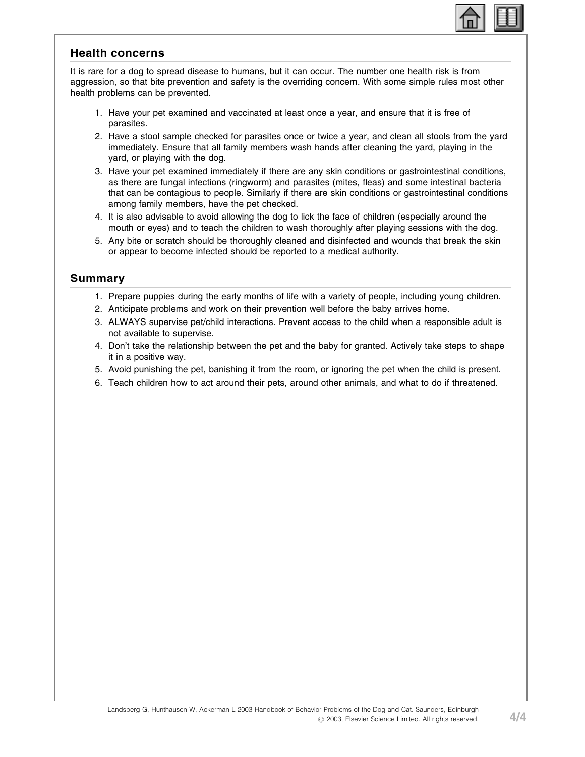## Health concerns

It is rare for a dog to spread disease to humans, but it can occur. The number one health risk is from aggression, so that bite prevention and safety is the overriding concern. With some simple rules most other health problems can be prevented.

1. Have your pet examined and vaccinated at least once a year, and ensure that it is free of parasites.
2. Have a stool sample checked for parasites once or twice a year, and clean all stools from the yard immediately. Ensure that all family members wash hands after cleaning the yard, playing in the yard, or playing with the dog.
3. Have your pet examined immediately if there are any skin conditions or gastrointestinal conditions, as there are fungal infections (ringworm) and parasites (mites, fleas) and some intestinal bacteria that can be contagious to people. Similarly if there are skin conditions or gastrointestinal conditions among family members, have the pet checked.
4. It is also advisable to avoid allowing the dog to lick the face of children (especially around the mouth or eyes) and to teach the children to wash thoroughly after playing sessions with the dog.
5. Any bite or scratch should be thoroughly cleaned and disinfected and wounds that break the skin or appear to become infected should be reported to a medical authority.

## Summary

1. Prepare puppies during the early months of life with a variety of people, including young children.
2. Anticipate problems and work on their prevention well before the baby arrives home.
3. ALWAYS supervise pet/child interactions. Prevent access to the child when a responsible adult is not available to supervise.
4. Don't take the relationship between the pet and the baby for granted. Actively take steps to shape it in a positive way.
5. Avoid punishing the pet, banishing it from the room, or ignoring the pet when the child is present.
6. Teach children how to act around their pets, around other animals, and what to do if threatened.

Landsberg G, Hunthausen W, Ackerman L 2003 Handbook of Behavior Problems of the Dog and Cat. Saunders, Edinburgh
© 2003, Elsevier Science Limited. All rights reserved.